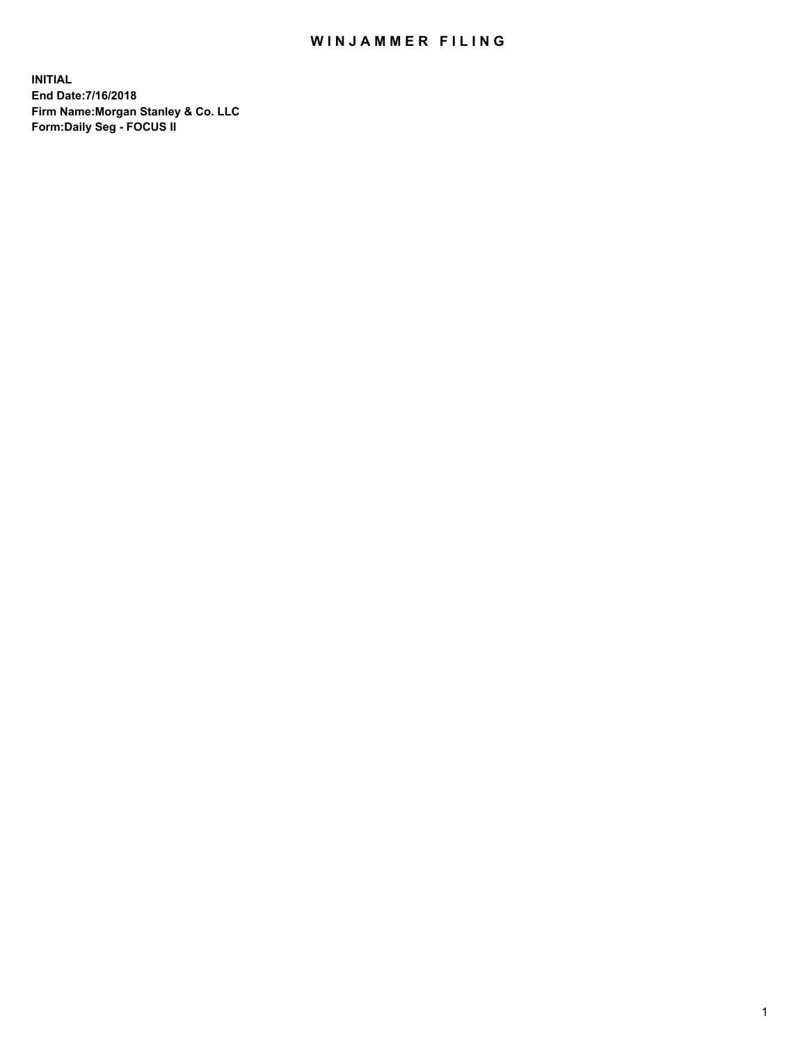# WINJAMMER FILING

**INITIAL**
**End Date:7/16/2018**
**Firm Name:Morgan Stanley & Co. LLC**
**Form:Daily Seg - FOCUS II**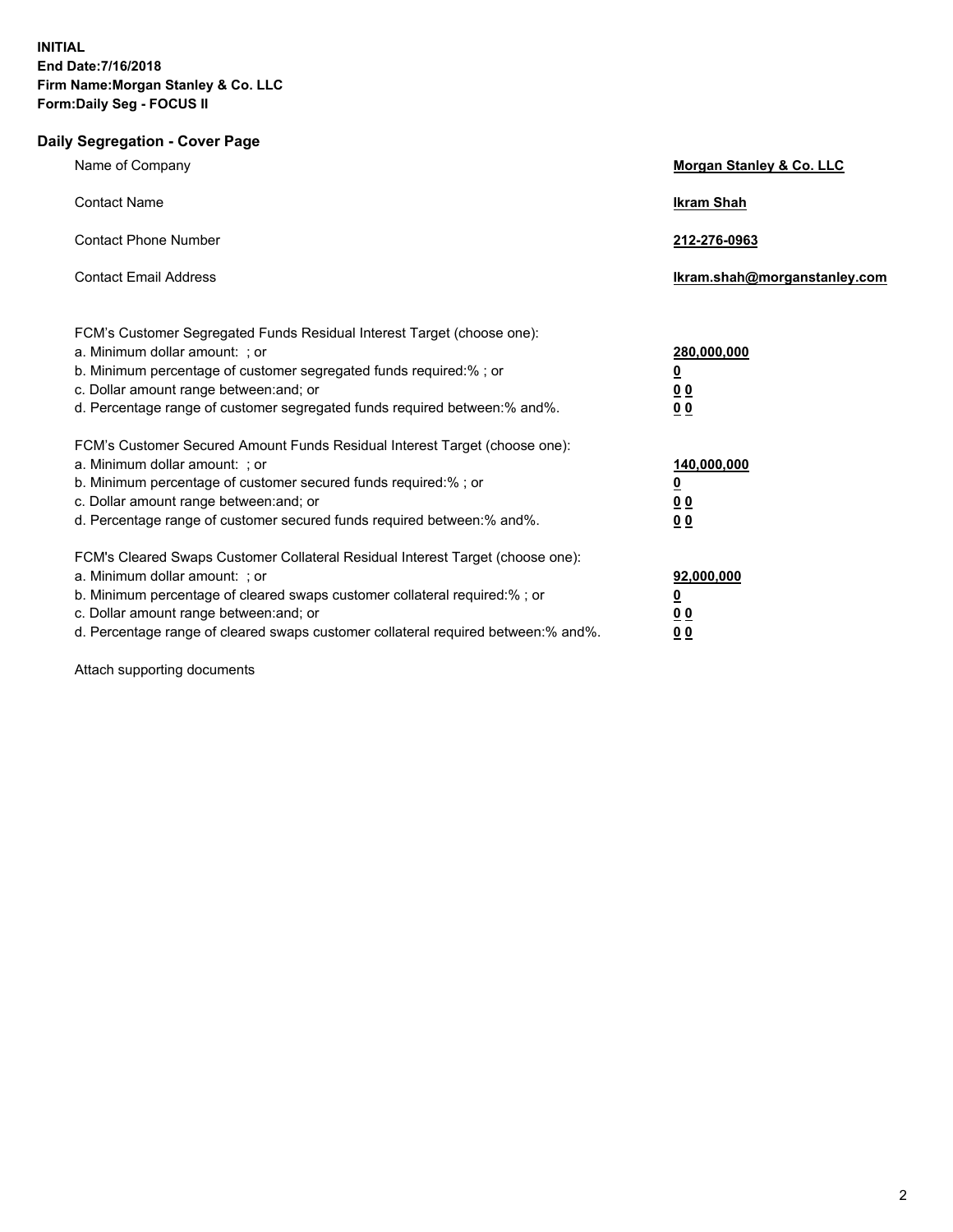**INITIAL**
**End Date:7/16/2018**
**Firm Name:Morgan Stanley & Co. LLC**
**Form:Daily Seg - FOCUS II**

## Daily Segregation - Cover Page

| | |
|---|---|
| Name of Company | **Morgan Stanley & Co. LLC** |
| Contact Name | **Ikram Shah** |
| Contact Phone Number | **212-276-0963** |
| Contact Email Address | **Ikram.shah@morganstanley.com** |

| | |
|---|---|
| FCM's Customer Segregated Funds Residual Interest Target (choose one): | |
| a. Minimum dollar amount: ; or | **280,000,000** |
| b. Minimum percentage of customer segregated funds required:% ; or | **0** |
| c. Dollar amount range between:and; or | **0 0** |
| d. Percentage range of customer segregated funds required between:% and%. | **0 0** |
| FCM's Customer Secured Amount Funds Residual Interest Target (choose one): | |
| a. Minimum dollar amount: ; or | **140,000,000** |
| b. Minimum percentage of customer secured funds required:% ; or | **0** |
| c. Dollar amount range between:and; or | **0 0** |
| d. Percentage range of customer secured funds required between:% and%. | **0 0** |
| FCM's Cleared Swaps Customer Collateral Residual Interest Target (choose one): | |
| a. Minimum dollar amount: ; or | **92,000,000** |
| b. Minimum percentage of cleared swaps customer collateral required:% ; or | **0** |
| c. Dollar amount range between:and; or | **0 0** |
| d. Percentage range of cleared swaps customer collateral required between:% and%. | **0 0** |

Attach supporting documents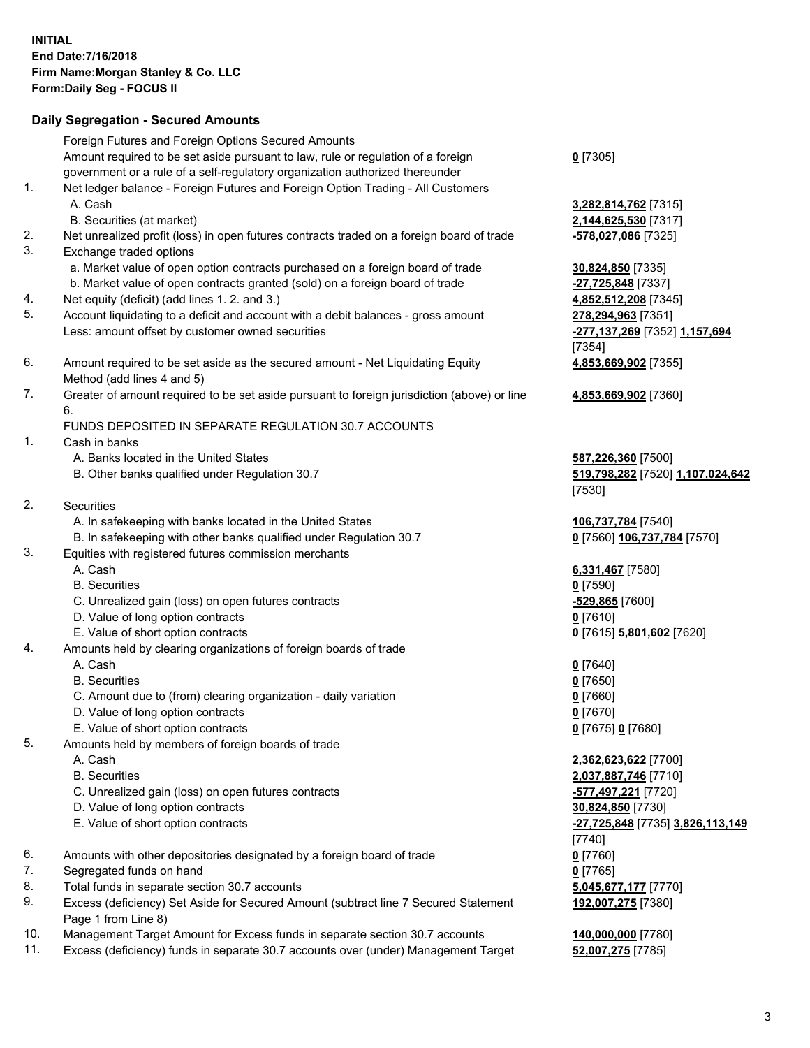**INITIAL**
**End Date:7/16/2018**
**Firm Name:Morgan Stanley & Co. LLC**
**Form:Daily Seg - FOCUS II**

## Daily Segregation - Secured Amounts

| | | |
|---|---|---|
| | Foreign Futures and Foreign Options Secured Amounts | |
| | Amount required to be set aside pursuant to law, rule or regulation of a foreign government or a rule of a self-regulatory organization authorized thereunder | **0** [7305] |
| 1. | Net ledger balance - Foreign Futures and Foreign Option Trading - All Customers | |
| | A. Cash | **3,282,814,762** [7315] |
| | B. Securities (at market) | **2,144,625,530** [7317] |
| 2. | Net unrealized profit (loss) in open futures contracts traded on a foreign board of trade | **-578,027,086** [7325] |
| 3. | Exchange traded options | |
| | a. Market value of open option contracts purchased on a foreign board of trade | **30,824,850** [7335] |
| | b. Market value of open contracts granted (sold) on a foreign board of trade | **-27,725,848** [7337] |
| 4. | Net equity (deficit) (add lines 1. 2. and 3.) | **4,852,512,208** [7345] |
| 5. | Account liquidating to a deficit and account with a debit balances - gross amount | **278,294,963** [7351] |
| | Less: amount offset by customer owned securities | **-277,137,269** [7352] **1,157,694** [7354] |
| 6. | Amount required to be set aside as the secured amount - Net Liquidating Equity Method (add lines 4 and 5) | **4,853,669,902** [7355] |
| 7. | Greater of amount required to be set aside pursuant to foreign jurisdiction (above) or line 6. | **4,853,669,902** [7360] |
| | FUNDS DEPOSITED IN SEPARATE REGULATION 30.7 ACCOUNTS | |
| 1. | Cash in banks | |
| | A. Banks located in the United States | **587,226,360** [7500] |
| | B. Other banks qualified under Regulation 30.7 | **519,798,282** [7520] **1,107,024,642** [7530] |
| 2. | Securities | |
| | A. In safekeeping with banks located in the United States | **106,737,784** [7540] |
| | B. In safekeeping with other banks qualified under Regulation 30.7 | **0** [7560] **106,737,784** [7570] |
| 3. | Equities with registered futures commission merchants | |
| | A. Cash | **6,331,467** [7580] |
| | B. Securities | **0** [7590] |
| | C. Unrealized gain (loss) on open futures contracts | **-529,865** [7600] |
| | D. Value of long option contracts | **0** [7610] |
| | E. Value of short option contracts | **0** [7615] **5,801,602** [7620] |
| 4. | Amounts held by clearing organizations of foreign boards of trade | |
| | A. Cash | **0** [7640] |
| | B. Securities | **0** [7650] |
| | C. Amount due to (from) clearing organization - daily variation | **0** [7660] |
| | D. Value of long option contracts | **0** [7670] |
| | E. Value of short option contracts | **0** [7675] **0** [7680] |
| 5. | Amounts held by members of foreign boards of trade | |
| | A. Cash | **2,362,623,622** [7700] |
| | B. Securities | **2,037,887,746** [7710] |
| | C. Unrealized gain (loss) on open futures contracts | **-577,497,221** [7720] |
| | D. Value of long option contracts | **30,824,850** [7730] |
| | E. Value of short option contracts | **-27,725,848** [7735] **3,826,113,149** [7740] |
| 6. | Amounts with other depositories designated by a foreign board of trade | **0** [7760] |
| 7. | Segregated funds on hand | **0** [7765] |
| 8. | Total funds in separate section 30.7 accounts | **5,045,677,177** [7770] |
| 9. | Excess (deficiency) Set Aside for Secured Amount (subtract line 7 Secured Statement Page 1 from Line 8) | **192,007,275** [7380] |
| 10. | Management Target Amount for Excess funds in separate section 30.7 accounts | **140,000,000** [7780] |
| 11. | Excess (deficiency) funds in separate 30.7 accounts over (under) Management Target | **52,007,275** [7785] |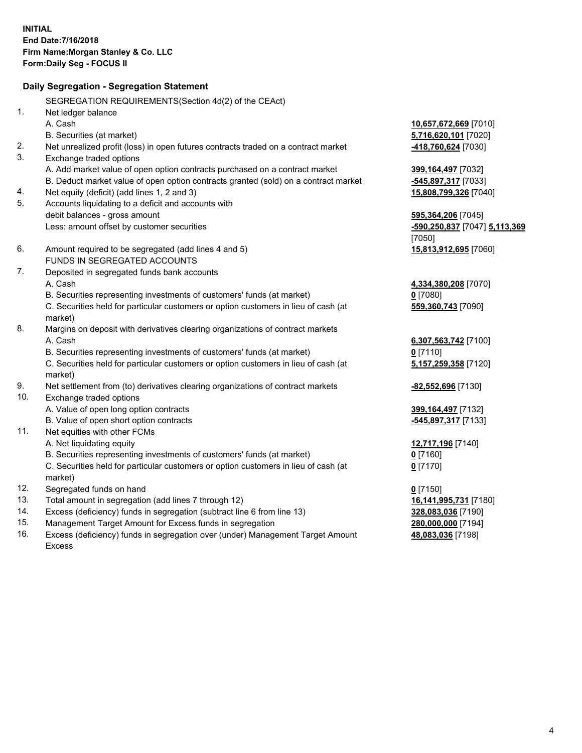**INITIAL**
**End Date:7/16/2018**
**Firm Name:Morgan Stanley & Co. LLC**
**Form:Daily Seg - FOCUS II**

## Daily Segregation - Segregation Statement

SEGREGATION REQUIREMENTS(Section 4d(2) of the CEAct)

| | | |
|---|---|---|
| 1. | Net ledger balance | |
| | A. Cash | **10,657,672,669** [7010] |
| | B. Securities (at market) | **5,716,620,101** [7020] |
| 2. | Net unrealized profit (loss) in open futures contracts traded on a contract market | **-418,760,624** [7030] |
| 3. | Exchange traded options | |
| | A. Add market value of open option contracts purchased on a contract market | **399,164,497** [7032] |
| | B. Deduct market value of open option contracts granted (sold) on a contract market | **-545,897,317** [7033] |
| 4. | Net equity (deficit) (add lines 1, 2 and 3) | **15,808,799,326** [7040] |
| 5. | Accounts liquidating to a deficit and accounts with debit balances - gross amount | **595,364,206** [7045] |
| | Less: amount offset by customer securities | **-590,250,837** [7047] **5,113,369** [7050] |
| 6. | Amount required to be segregated (add lines 4 and 5) | **15,813,912,695** [7060] |
| | FUNDS IN SEGREGATED ACCOUNTS | |
| 7. | Deposited in segregated funds bank accounts | |
| | A. Cash | **4,334,380,208** [7070] |
| | B. Securities representing investments of customers' funds (at market) | **0** [7080] |
| | C. Securities held for particular customers or option customers in lieu of cash (at market) | **559,360,743** [7090] |
| 8. | Margins on deposit with derivatives clearing organizations of contract markets | |
| | A. Cash | **6,307,563,742** [7100] |
| | B. Securities representing investments of customers' funds (at market) | **0** [7110] |
| | C. Securities held for particular customers or option customers in lieu of cash (at market) | **5,157,259,358** [7120] |
| 9. | Net settlement from (to) derivatives clearing organizations of contract markets | **-82,552,696** [7130] |
| 10. | Exchange traded options | |
| | A. Value of open long option contracts | **399,164,497** [7132] |
| | B. Value of open short option contracts | **-545,897,317** [7133] |
| 11. | Net equities with other FCMs | |
| | A. Net liquidating equity | **12,717,196** [7140] |
| | B. Securities representing investments of customers' funds (at market) | **0** [7160] |
| | C. Securities held for particular customers or option customers in lieu of cash (at market) | **0** [7170] |
| 12. | Segregated funds on hand | **0** [7150] |
| 13. | Total amount in segregation (add lines 7 through 12) | **16,141,995,731** [7180] |
| 14. | Excess (deficiency) funds in segregation (subtract line 6 from line 13) | **328,083,036** [7190] |
| 15. | Management Target Amount for Excess funds in segregation | **280,000,000** [7194] |
| 16. | Excess (deficiency) funds in segregation over (under) Management Target Amount Excess | **48,083,036** [7198] |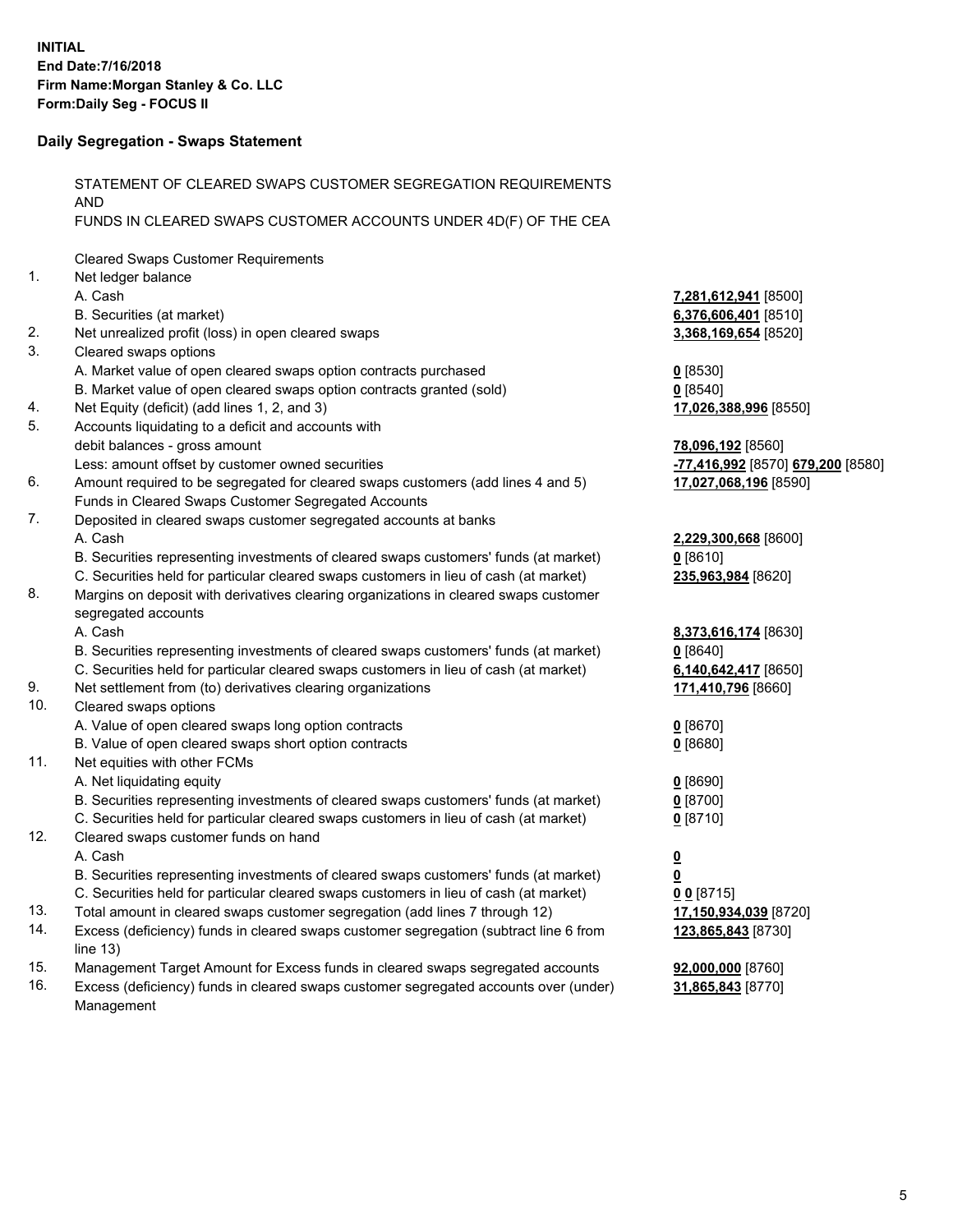**INITIAL**
**End Date:7/16/2018**
**Firm Name:Morgan Stanley & Co. LLC**
**Form:Daily Seg - FOCUS II**

## Daily Segregation - Swaps Statement

STATEMENT OF CLEARED SWAPS CUSTOMER SEGREGATION REQUIREMENTS AND
FUNDS IN CLEARED SWAPS CUSTOMER ACCOUNTS UNDER 4D(F) OF THE CEA

| | | |
|---|---|---|
| | Cleared Swaps Customer Requirements | |
| 1. | Net ledger balance | |
| | A. Cash | **7,281,612,941** [8500] |
| | B. Securities (at market) | **6,376,606,401** [8510] |
| 2. | Net unrealized profit (loss) in open cleared swaps | **3,368,169,654** [8520] |
| 3. | Cleared swaps options | |
| | A. Market value of open cleared swaps option contracts purchased | **0** [8530] |
| | B. Market value of open cleared swaps option contracts granted (sold) | **0** [8540] |
| 4. | Net Equity (deficit) (add lines 1, 2, and 3) | **17,026,388,996** [8550] |
| 5. | Accounts liquidating to a deficit and accounts with debit balances - gross amount | **78,096,192** [8560] |
| | Less: amount offset by customer owned securities | **-77,416,992** [8570] **679,200** [8580] |
| 6. | Amount required to be segregated for cleared swaps customers (add lines 4 and 5) | **17,027,068,196** [8590] |
| | Funds in Cleared Swaps Customer Segregated Accounts | |
| 7. | Deposited in cleared swaps customer segregated accounts at banks | |
| | A. Cash | **2,229,300,668** [8600] |
| | B. Securities representing investments of cleared swaps customers' funds (at market) | **0** [8610] |
| | C. Securities held for particular cleared swaps customers in lieu of cash (at market) | **235,963,984** [8620] |
| 8. | Margins on deposit with derivatives clearing organizations in cleared swaps customer segregated accounts | |
| | A. Cash | **8,373,616,174** [8630] |
| | B. Securities representing investments of cleared swaps customers' funds (at market) | **0** [8640] |
| | C. Securities held for particular cleared swaps customers in lieu of cash (at market) | **6,140,642,417** [8650] |
| 9. | Net settlement from (to) derivatives clearing organizations | **171,410,796** [8660] |
| 10. | Cleared swaps options | |
| | A. Value of open cleared swaps long option contracts | **0** [8670] |
| | B. Value of open cleared swaps short option contracts | **0** [8680] |
| 11. | Net equities with other FCMs | |
| | A. Net liquidating equity | **0** [8690] |
| | B. Securities representing investments of cleared swaps customers' funds (at market) | **0** [8700] |
| | C. Securities held for particular cleared swaps customers in lieu of cash (at market) | **0** [8710] |
| 12. | Cleared swaps customer funds on hand | |
| | A. Cash | **0** |
| | B. Securities representing investments of cleared swaps customers' funds (at market) | **0** |
| | C. Securities held for particular cleared swaps customers in lieu of cash (at market) | **0** **0** [8715] |
| 13. | Total amount in cleared swaps customer segregation (add lines 7 through 12) | **17,150,934,039** [8720] |
| 14. | Excess (deficiency) funds in cleared swaps customer segregation (subtract line 6 from line 13) | **123,865,843** [8730] |
| 15. | Management Target Amount for Excess funds in cleared swaps segregated accounts | **92,000,000** [8760] |
| 16. | Excess (deficiency) funds in cleared swaps customer segregated accounts over (under) Management | **31,865,843** [8770] |